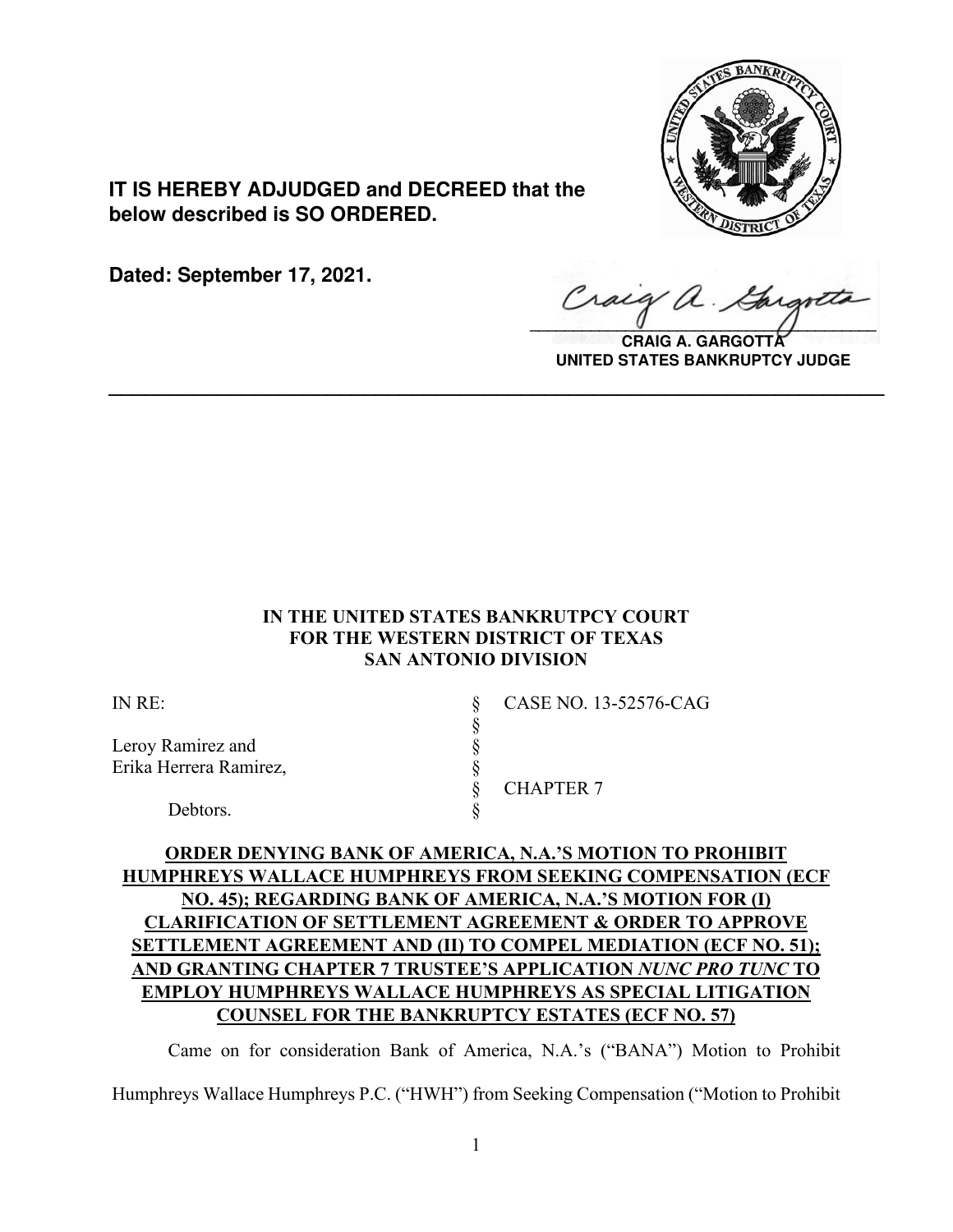**IT IS HEREBY ADJUDGED and DECREED that the below described is SO ORDERED.**

**Dated: September 17, 2021.**

**CRAIG A. GARGOTTA**
**UNITED STATES BANKRUPTCY JUDGE**

---

**IN THE UNITED STATES BANKRUTPCY COURT**
**FOR THE WESTERN DISTRICT OF TEXAS**
**SAN ANTONIO DIVISION**

| | | |
|---|---|---|
| IN RE: | § | CASE NO. 13-52576-CAG |
| | § | |
| Leroy Ramirez and | § | |
| Erika Herrera Ramirez, | § | |
| | § | CHAPTER 7 |
| Debtors. | § | |

**ORDER DENYING BANK OF AMERICA, N.A.'S MOTION TO PROHIBIT HUMPHREYS WALLACE HUMPHREYS FROM SEEKING COMPENSATION (ECF NO. 45); REGARDING BANK OF AMERICA, N.A.'S MOTION FOR (I) CLARIFICATION OF SETTLEMENT AGREEMENT & ORDER TO APPROVE SETTLEMENT AGREEMENT AND (II) TO COMPEL MEDIATION (ECF NO. 51); AND GRANTING CHAPTER 7 TRUSTEE'S APPLICATION *NUNC PRO TUNC* TO EMPLOY HUMPHREYS WALLACE HUMPHREYS AS SPECIAL LITIGATION COUNSEL FOR THE BANKRUPTCY ESTATES (ECF NO. 57)**

Came on for consideration Bank of America, N.A.'s ("BANA") Motion to Prohibit Humphreys Wallace Humphreys P.C. ("HWH") from Seeking Compensation ("Motion to Prohibit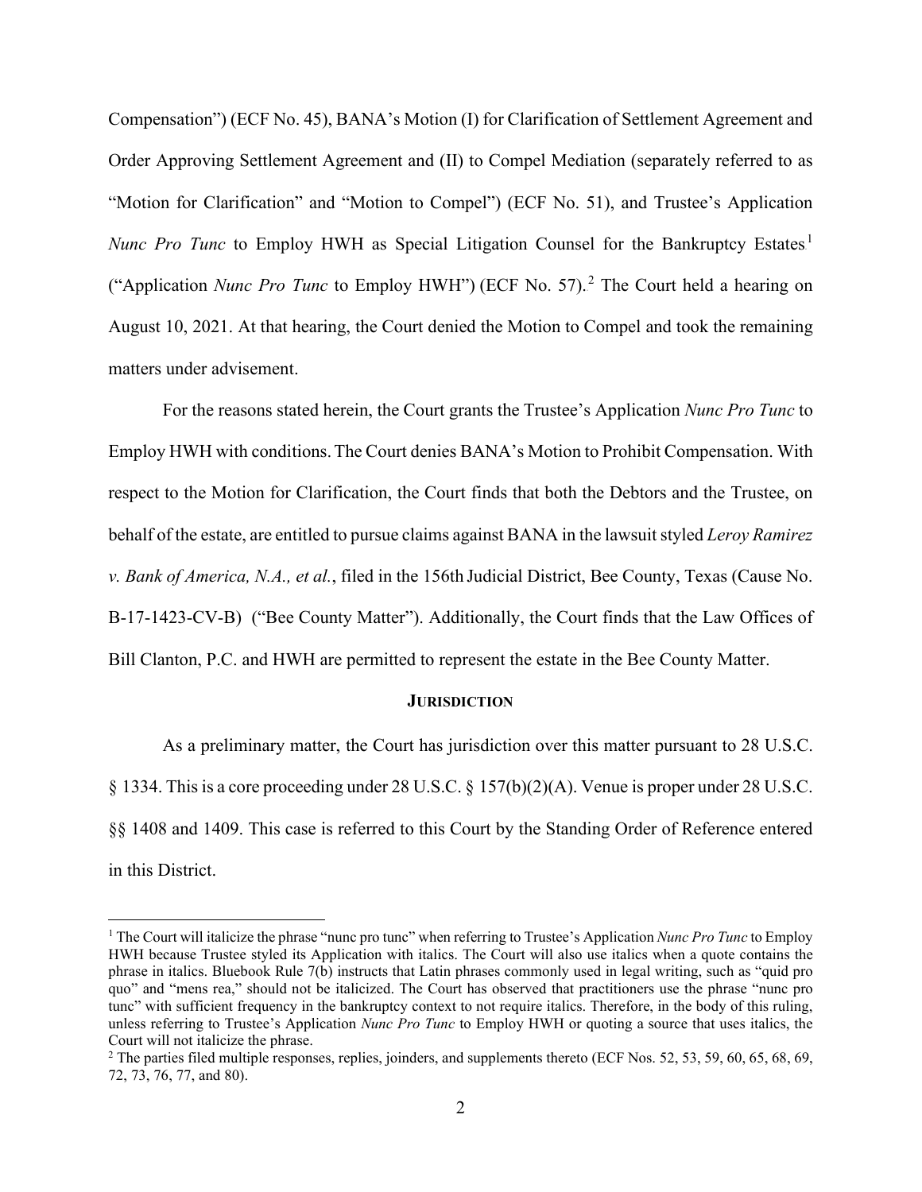Compensation") (ECF No. 45), BANA's Motion (I) for Clarification of Settlement Agreement and Order Approving Settlement Agreement and (II) to Compel Mediation (separately referred to as "Motion for Clarification" and "Motion to Compel") (ECF No. 51), and Trustee's Application *Nunc Pro Tunc* to Employ HWH as Special Litigation Counsel for the Bankruptcy Estates[1] ("Application *Nunc Pro Tunc* to Employ HWH") (ECF No. 57).[2] The Court held a hearing on August 10, 2021. At that hearing, the Court denied the Motion to Compel and took the remaining matters under advisement.

For the reasons stated herein, the Court grants the Trustee's Application *Nunc Pro Tunc* to Employ HWH with conditions. The Court denies BANA's Motion to Prohibit Compensation. With respect to the Motion for Clarification, the Court finds that both the Debtors and the Trustee, on behalf of the estate, are entitled to pursue claims against BANA in the lawsuit styled *Leroy Ramirez v. Bank of America, N.A., et al.*, filed in the 156th Judicial District, Bee County, Texas (Cause No. B-17-1423-CV-B) ("Bee County Matter"). Additionally, the Court finds that the Law Offices of Bill Clanton, P.C. and HWH are permitted to represent the estate in the Bee County Matter.

## JURISDICTION

As a preliminary matter, the Court has jurisdiction over this matter pursuant to 28 U.S.C. § 1334. This is a core proceeding under 28 U.S.C. § 157(b)(2)(A). Venue is proper under 28 U.S.C. §§ 1408 and 1409. This case is referred to this Court by the Standing Order of Reference entered in this District.

---

[1] The Court will italicize the phrase "nunc pro tunc" when referring to Trustee's Application *Nunc Pro Tunc* to Employ HWH because Trustee styled its Application with italics. The Court will also use italics when a quote contains the phrase in italics. Bluebook Rule 7(b) instructs that Latin phrases commonly used in legal writing, such as "quid pro quo" and "mens rea," should not be italicized. The Court has observed that practitioners use the phrase "nunc pro tunc" with sufficient frequency in the bankruptcy context to not require italics. Therefore, in the body of this ruling, unless referring to Trustee's Application *Nunc Pro Tunc* to Employ HWH or quoting a source that uses italics, the Court will not italicize the phrase.

[2] The parties filed multiple responses, replies, joinders, and supplements thereto (ECF Nos. 52, 53, 59, 60, 65, 68, 69, 72, 73, 76, 77, and 80).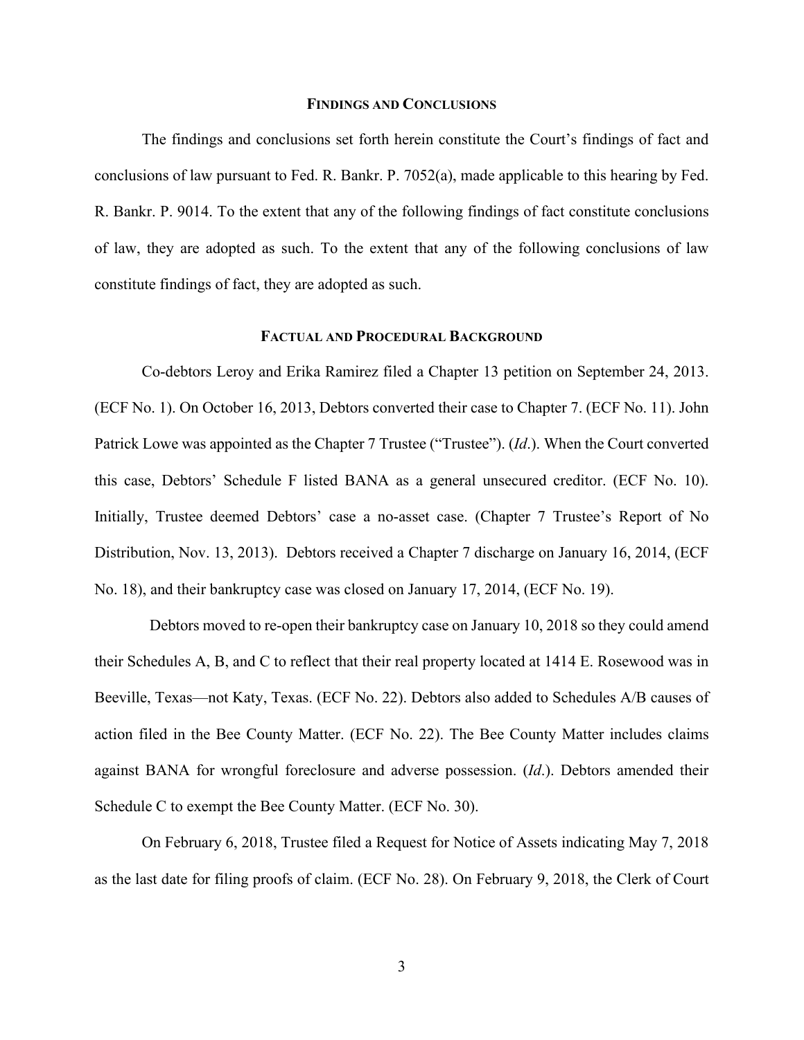## Findings and Conclusions

The findings and conclusions set forth herein constitute the Court's findings of fact and conclusions of law pursuant to Fed. R. Bankr. P. 7052(a), made applicable to this hearing by Fed. R. Bankr. P. 9014. To the extent that any of the following findings of fact constitute conclusions of law, they are adopted as such. To the extent that any of the following conclusions of law constitute findings of fact, they are adopted as such.

## Factual and Procedural Background

Co-debtors Leroy and Erika Ramirez filed a Chapter 13 petition on September 24, 2013. (ECF No. 1). On October 16, 2013, Debtors converted their case to Chapter 7. (ECF No. 11). John Patrick Lowe was appointed as the Chapter 7 Trustee ("Trustee"). (*Id*.). When the Court converted this case, Debtors' Schedule F listed BANA as a general unsecured creditor. (ECF No. 10). Initially, Trustee deemed Debtors' case a no-asset case. (Chapter 7 Trustee's Report of No Distribution, Nov. 13, 2013). Debtors received a Chapter 7 discharge on January 16, 2014, (ECF No. 18), and their bankruptcy case was closed on January 17, 2014, (ECF No. 19).

Debtors moved to re-open their bankruptcy case on January 10, 2018 so they could amend their Schedules A, B, and C to reflect that their real property located at 1414 E. Rosewood was in Beeville, Texas—not Katy, Texas. (ECF No. 22). Debtors also added to Schedules A/B causes of action filed in the Bee County Matter. (ECF No. 22). The Bee County Matter includes claims against BANA for wrongful foreclosure and adverse possession. (*Id*.). Debtors amended their Schedule C to exempt the Bee County Matter. (ECF No. 30).

On February 6, 2018, Trustee filed a Request for Notice of Assets indicating May 7, 2018 as the last date for filing proofs of claim. (ECF No. 28). On February 9, 2018, the Clerk of Court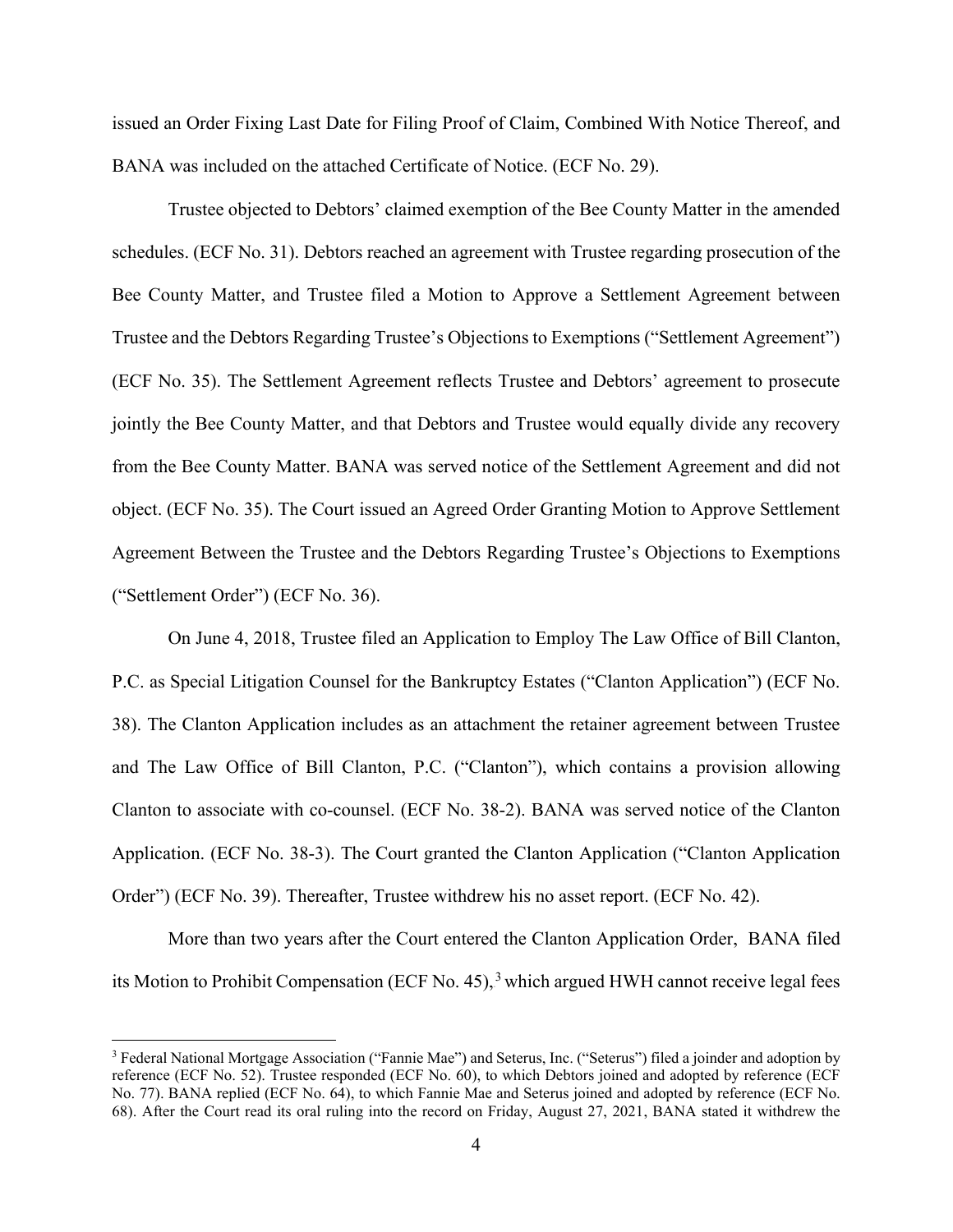issued an Order Fixing Last Date for Filing Proof of Claim, Combined With Notice Thereof, and BANA was included on the attached Certificate of Notice. (ECF No. 29).

Trustee objected to Debtors' claimed exemption of the Bee County Matter in the amended schedules. (ECF No. 31). Debtors reached an agreement with Trustee regarding prosecution of the Bee County Matter, and Trustee filed a Motion to Approve a Settlement Agreement between Trustee and the Debtors Regarding Trustee's Objections to Exemptions ("Settlement Agreement") (ECF No. 35). The Settlement Agreement reflects Trustee and Debtors' agreement to prosecute jointly the Bee County Matter, and that Debtors and Trustee would equally divide any recovery from the Bee County Matter. BANA was served notice of the Settlement Agreement and did not object. (ECF No. 35). The Court issued an Agreed Order Granting Motion to Approve Settlement Agreement Between the Trustee and the Debtors Regarding Trustee's Objections to Exemptions ("Settlement Order") (ECF No. 36).

On June 4, 2018, Trustee filed an Application to Employ The Law Office of Bill Clanton, P.C. as Special Litigation Counsel for the Bankruptcy Estates ("Clanton Application") (ECF No. 38). The Clanton Application includes as an attachment the retainer agreement between Trustee and The Law Office of Bill Clanton, P.C. ("Clanton"), which contains a provision allowing Clanton to associate with co-counsel. (ECF No. 38-2). BANA was served notice of the Clanton Application. (ECF No. 38-3). The Court granted the Clanton Application ("Clanton Application Order") (ECF No. 39). Thereafter, Trustee withdrew his no asset report. (ECF No. 42).

More than two years after the Court entered the Clanton Application Order, BANA filed its Motion to Prohibit Compensation (ECF No. 45),[3] which argued HWH cannot receive legal fees

[3] Federal National Mortgage Association ("Fannie Mae") and Seterus, Inc. ("Seterus") filed a joinder and adoption by reference (ECF No. 52). Trustee responded (ECF No. 60), to which Debtors joined and adopted by reference (ECF No. 77). BANA replied (ECF No. 64), to which Fannie Mae and Seterus joined and adopted by reference (ECF No. 68). After the Court read its oral ruling into the record on Friday, August 27, 2021, BANA stated it withdrew the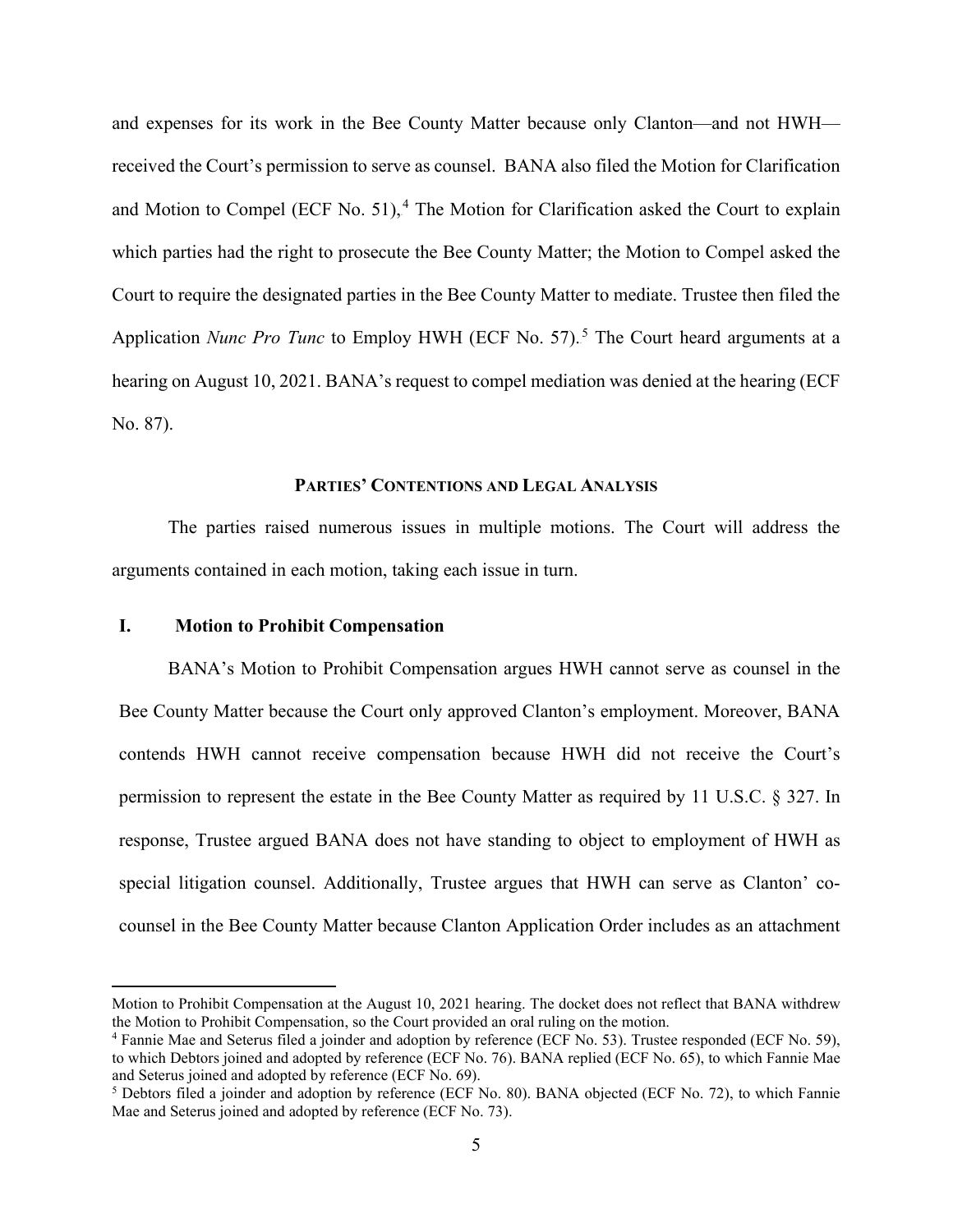and expenses for its work in the Bee County Matter because only Clanton—and not HWH—received the Court's permission to serve as counsel. BANA also filed the Motion for Clarification and Motion to Compel (ECF No. 51),[4] The Motion for Clarification asked the Court to explain which parties had the right to prosecute the Bee County Matter; the Motion to Compel asked the Court to require the designated parties in the Bee County Matter to mediate. Trustee then filed the Application *Nunc Pro Tunc* to Employ HWH (ECF No. 57).[5] The Court heard arguments at a hearing on August 10, 2021. BANA's request to compel mediation was denied at the hearing (ECF No. 87).

## PARTIES' CONTENTIONS AND LEGAL ANALYSIS

The parties raised numerous issues in multiple motions. The Court will address the arguments contained in each motion, taking each issue in turn.

### I. Motion to Prohibit Compensation

BANA's Motion to Prohibit Compensation argues HWH cannot serve as counsel in the Bee County Matter because the Court only approved Clanton's employment. Moreover, BANA contends HWH cannot receive compensation because HWH did not receive the Court's permission to represent the estate in the Bee County Matter as required by 11 U.S.C. § 327. In response, Trustee argued BANA does not have standing to object to employment of HWH as special litigation counsel. Additionally, Trustee argues that HWH can serve as Clanton' co-counsel in the Bee County Matter because Clanton Application Order includes as an attachment

---

Motion to Prohibit Compensation at the August 10, 2021 hearing. The docket does not reflect that BANA withdrew the Motion to Prohibit Compensation, so the Court provided an oral ruling on the motion.

[4] Fannie Mae and Seterus filed a joinder and adoption by reference (ECF No. 53). Trustee responded (ECF No. 59), to which Debtors joined and adopted by reference (ECF No. 76). BANA replied (ECF No. 65), to which Fannie Mae and Seterus joined and adopted by reference (ECF No. 69).

[5] Debtors filed a joinder and adoption by reference (ECF No. 80). BANA objected (ECF No. 72), to which Fannie Mae and Seterus joined and adopted by reference (ECF No. 73).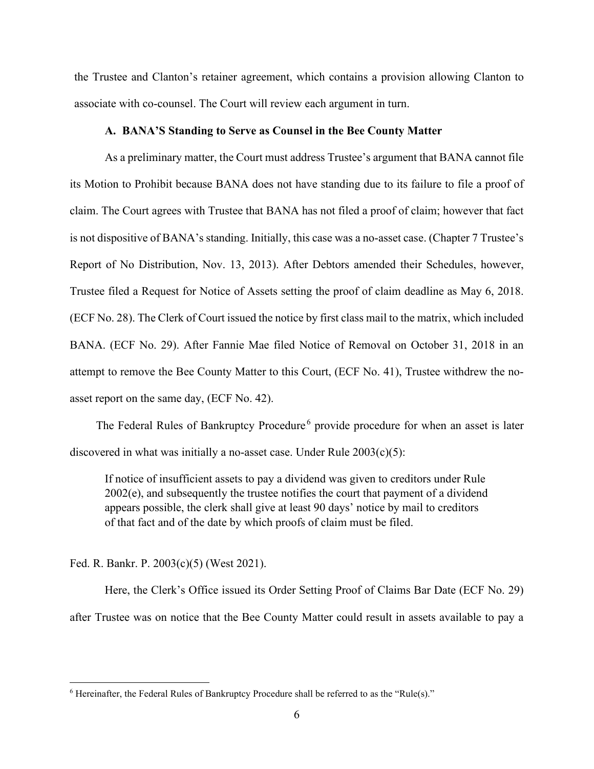the Trustee and Clanton's retainer agreement, which contains a provision allowing Clanton to associate with co-counsel. The Court will review each argument in turn.

**A. BANA'S Standing to Serve as Counsel in the Bee County Matter**

As a preliminary matter, the Court must address Trustee's argument that BANA cannot file its Motion to Prohibit because BANA does not have standing due to its failure to file a proof of claim. The Court agrees with Trustee that BANA has not filed a proof of claim; however that fact is not dispositive of BANA's standing. Initially, this case was a no-asset case. (Chapter 7 Trustee's Report of No Distribution, Nov. 13, 2013). After Debtors amended their Schedules, however, Trustee filed a Request for Notice of Assets setting the proof of claim deadline as May 6, 2018. (ECF No. 28). The Clerk of Court issued the notice by first class mail to the matrix, which included BANA. (ECF No. 29). After Fannie Mae filed Notice of Removal on October 31, 2018 in an attempt to remove the Bee County Matter to this Court, (ECF No. 41), Trustee withdrew the no-asset report on the same day, (ECF No. 42).

The Federal Rules of Bankruptcy Procedure[6] provide procedure for when an asset is later discovered in what was initially a no-asset case. Under Rule 2003(c)(5):

> If notice of insufficient assets to pay a dividend was given to creditors under Rule 2002(e), and subsequently the trustee notifies the court that payment of a dividend appears possible, the clerk shall give at least 90 days' notice by mail to creditors of that fact and of the date by which proofs of claim must be filed.

Fed. R. Bankr. P. 2003(c)(5) (West 2021).

Here, the Clerk's Office issued its Order Setting Proof of Claims Bar Date (ECF No. 29) after Trustee was on notice that the Bee County Matter could result in assets available to pay a

[6] Hereinafter, the Federal Rules of Bankruptcy Procedure shall be referred to as the "Rule(s)."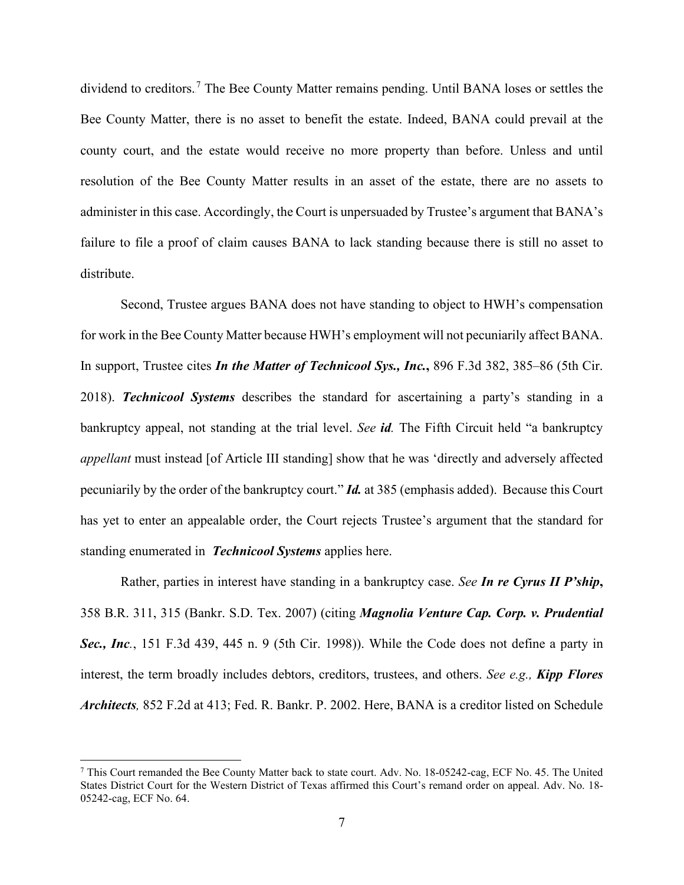dividend to creditors.[7] The Bee County Matter remains pending. Until BANA loses or settles the Bee County Matter, there is no asset to benefit the estate. Indeed, BANA could prevail at the county court, and the estate would receive no more property than before. Unless and until resolution of the Bee County Matter results in an asset of the estate, there are no assets to administer in this case. Accordingly, the Court is unpersuaded by Trustee's argument that BANA's failure to file a proof of claim causes BANA to lack standing because there is still no asset to distribute.

Second, Trustee argues BANA does not have standing to object to HWH's compensation for work in the Bee County Matter because HWH's employment will not pecuniarily affect BANA. In support, Trustee cites ***In the Matter of Technicool Sys., Inc.***, 896 F.3d 382, 385–86 (5th Cir. 2018). ***Technicool Systems*** describes the standard for ascertaining a party's standing in a bankruptcy appeal, not standing at the trial level. *See **id**.* The Fifth Circuit held "a bankruptcy *appellant* must instead [of Article III standing] show that he was 'directly and adversely affected pecuniarily by the order of the bankruptcy court." ***Id.*** at 385 (emphasis added). Because this Court has yet to enter an appealable order, the Court rejects Trustee's argument that the standard for standing enumerated in ***Technicool Systems*** applies here.

Rather, parties in interest have standing in a bankruptcy case. *See* ***In re Cyrus II P'ship***, 358 B.R. 311, 315 (Bankr. S.D. Tex. 2007) (citing ***Magnolia Venture Cap. Corp. v. Prudential Sec., Inc***., 151 F.3d 439, 445 n. 9 (5th Cir. 1998)). While the Code does not define a party in interest, the term broadly includes debtors, creditors, trustees, and others. *See e.g.,* ***Kipp Flores Architects****,* 852 F.2d at 413; Fed. R. Bankr. P. 2002. Here, BANA is a creditor listed on Schedule

[7] This Court remanded the Bee County Matter back to state court. Adv. No. 18-05242-cag, ECF No. 45. The United States District Court for the Western District of Texas affirmed this Court's remand order on appeal. Adv. No. 18-05242-cag, ECF No. 64.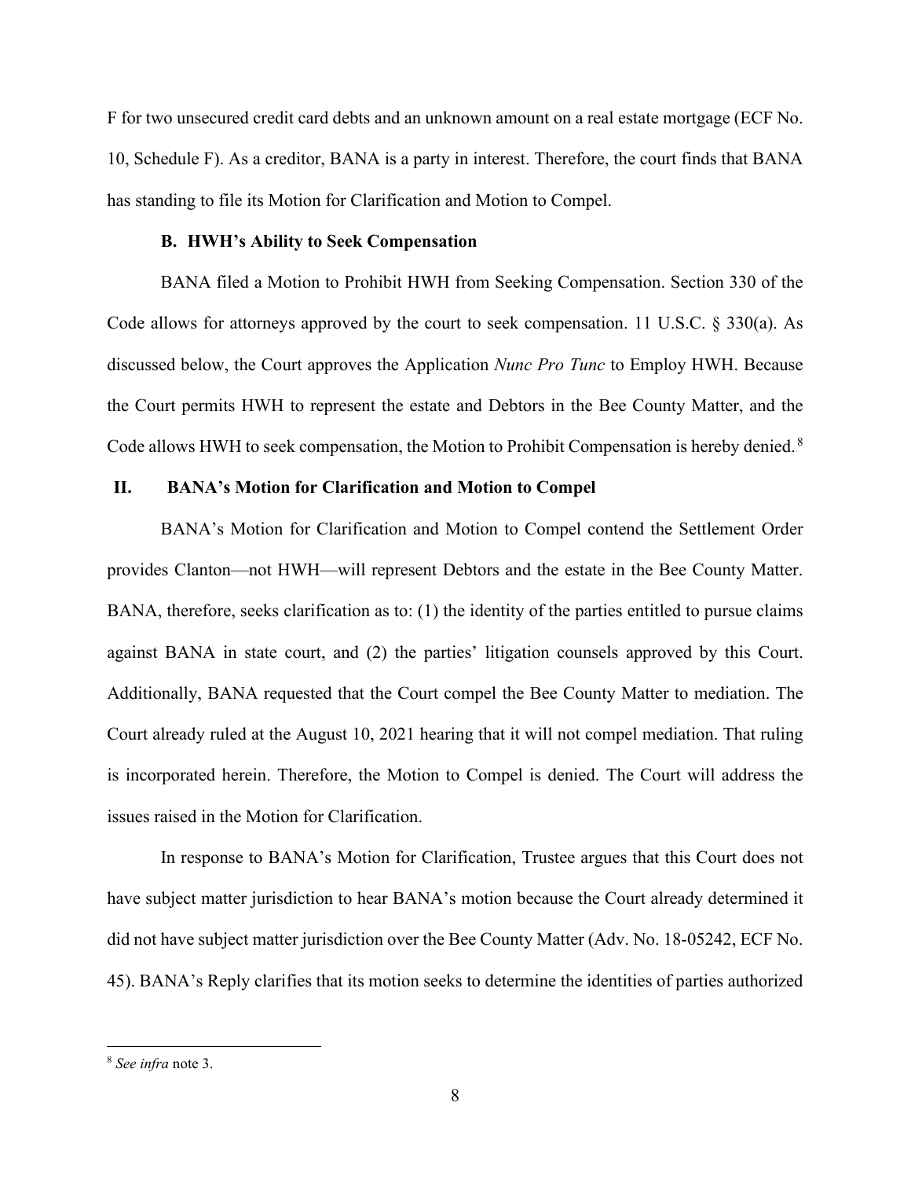F for two unsecured credit card debts and an unknown amount on a real estate mortgage (ECF No. 10, Schedule F). As a creditor, BANA is a party in interest. Therefore, the court finds that BANA has standing to file its Motion for Clarification and Motion to Compel.

### B. HWH's Ability to Seek Compensation

BANA filed a Motion to Prohibit HWH from Seeking Compensation. Section 330 of the Code allows for attorneys approved by the court to seek compensation. 11 U.S.C. § 330(a). As discussed below, the Court approves the Application *Nunc Pro Tunc* to Employ HWH. Because the Court permits HWH to represent the estate and Debtors in the Bee County Matter, and the Code allows HWH to seek compensation, the Motion to Prohibit Compensation is hereby denied.[8]

## II. BANA's Motion for Clarification and Motion to Compel

BANA's Motion for Clarification and Motion to Compel contend the Settlement Order provides Clanton—not HWH—will represent Debtors and the estate in the Bee County Matter. BANA, therefore, seeks clarification as to: (1) the identity of the parties entitled to pursue claims against BANA in state court, and (2) the parties' litigation counsels approved by this Court. Additionally, BANA requested that the Court compel the Bee County Matter to mediation. The Court already ruled at the August 10, 2021 hearing that it will not compel mediation. That ruling is incorporated herein. Therefore, the Motion to Compel is denied. The Court will address the issues raised in the Motion for Clarification.

In response to BANA's Motion for Clarification, Trustee argues that this Court does not have subject matter jurisdiction to hear BANA's motion because the Court already determined it did not have subject matter jurisdiction over the Bee County Matter (Adv. No. 18-05242, ECF No. 45). BANA's Reply clarifies that its motion seeks to determine the identities of parties authorized

---

[8] *See infra* note 3.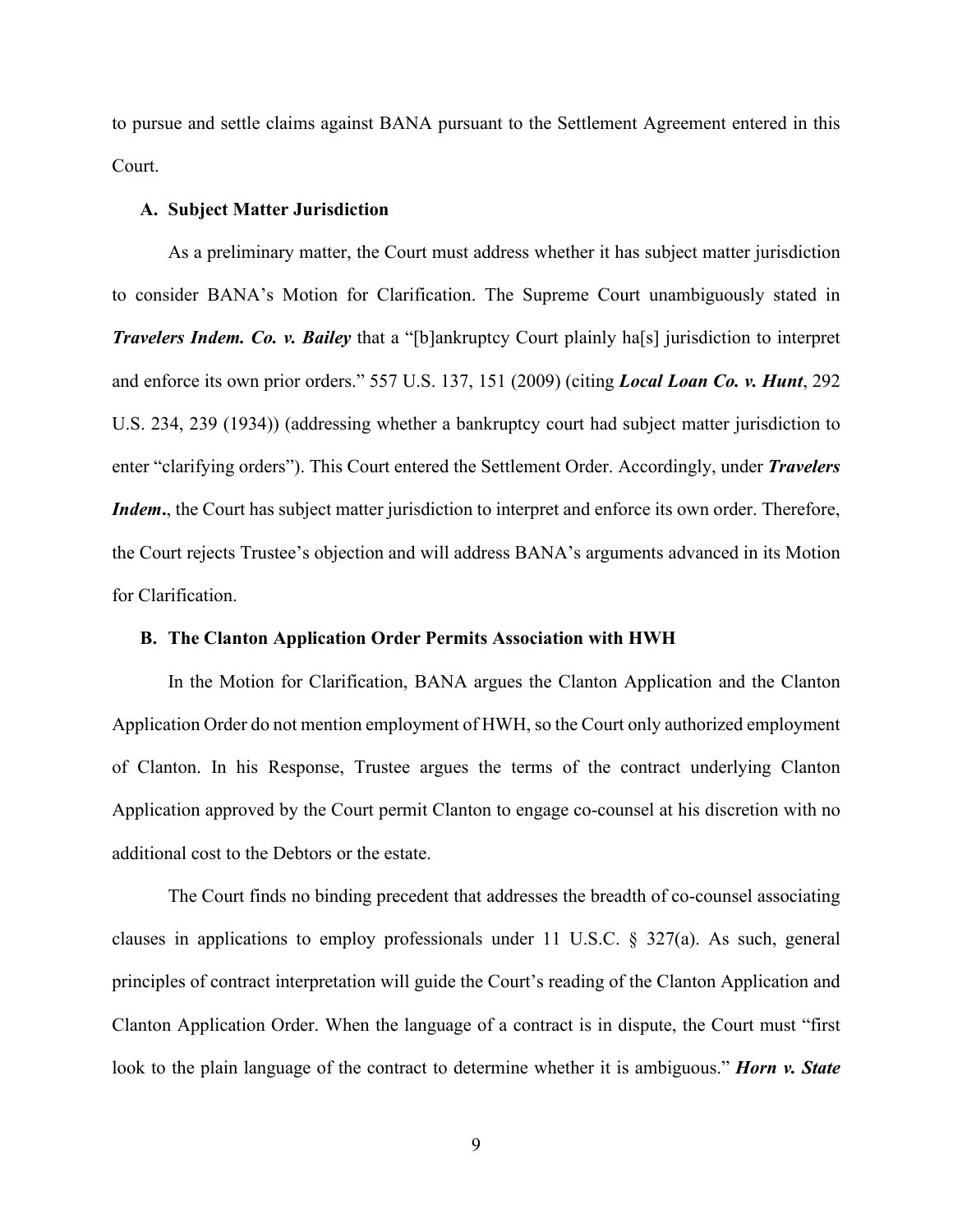to pursue and settle claims against BANA pursuant to the Settlement Agreement entered in this Court.

### A. Subject Matter Jurisdiction

As a preliminary matter, the Court must address whether it has subject matter jurisdiction to consider BANA's Motion for Clarification. The Supreme Court unambiguously stated in ***Travelers Indem. Co. v. Bailey*** that a "[b]ankruptcy Court plainly ha[s] jurisdiction to interpret and enforce its own prior orders." 557 U.S. 137, 151 (2009) (citing ***Local Loan Co. v. Hunt***, 292 U.S. 234, 239 (1934)) (addressing whether a bankruptcy court had subject matter jurisdiction to enter "clarifying orders"). This Court entered the Settlement Order. Accordingly, under ***Travelers Indem.***, the Court has subject matter jurisdiction to interpret and enforce its own order. Therefore, the Court rejects Trustee's objection and will address BANA's arguments advanced in its Motion for Clarification.

### B. The Clanton Application Order Permits Association with HWH

In the Motion for Clarification, BANA argues the Clanton Application and the Clanton Application Order do not mention employment of HWH, so the Court only authorized employment of Clanton. In his Response, Trustee argues the terms of the contract underlying Clanton Application approved by the Court permit Clanton to engage co-counsel at his discretion with no additional cost to the Debtors or the estate.

The Court finds no binding precedent that addresses the breadth of co-counsel associating clauses in applications to employ professionals under 11 U.S.C. § 327(a). As such, general principles of contract interpretation will guide the Court's reading of the Clanton Application and Clanton Application Order. When the language of a contract is in dispute, the Court must "first look to the plain language of the contract to determine whether it is ambiguous." ***Horn v. State***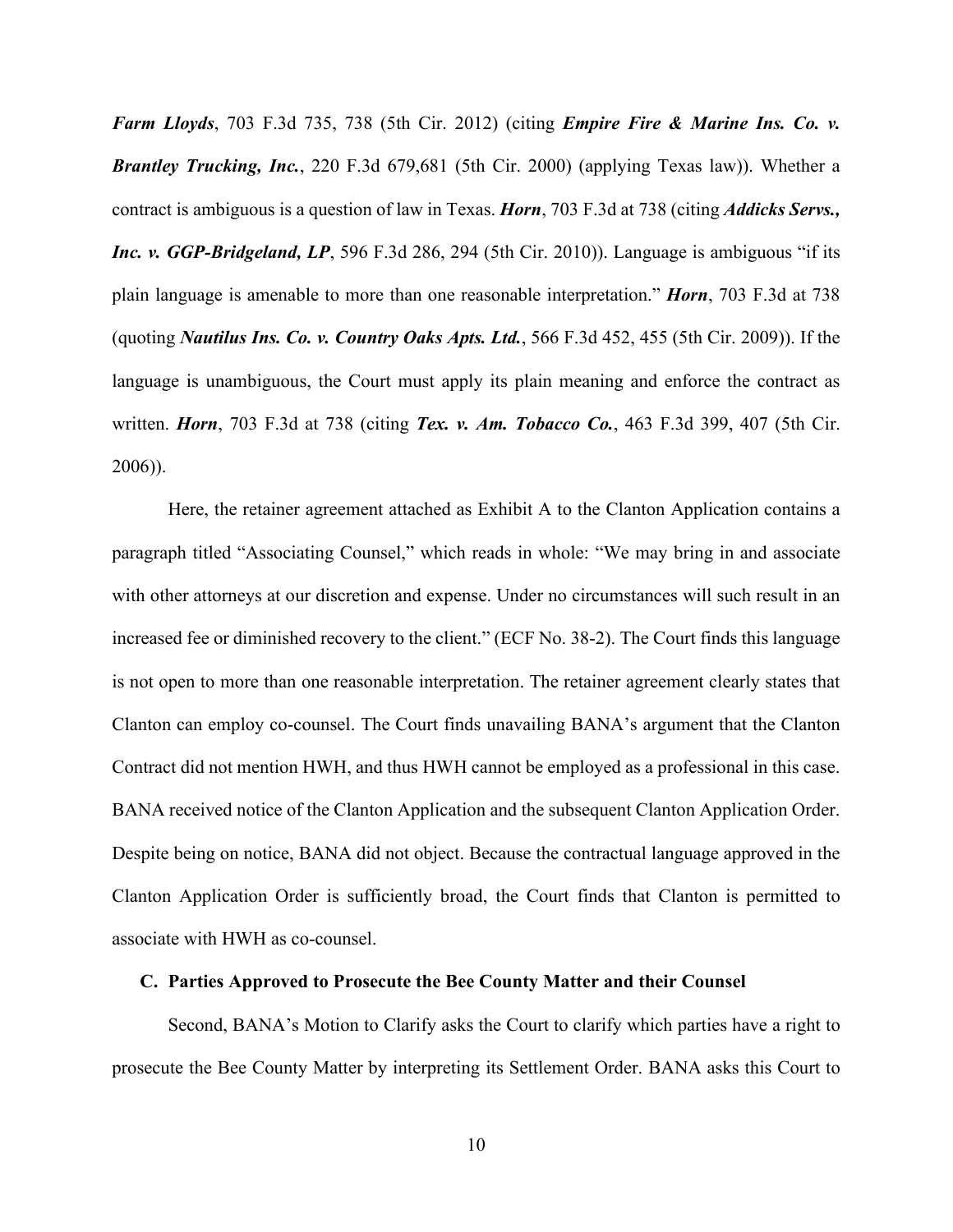***Farm Lloyds***, 703 F.3d 735, 738 (5th Cir. 2012) (citing ***Empire Fire & Marine Ins. Co. v. Brantley Trucking, Inc.***, 220 F.3d 679,681 (5th Cir. 2000) (applying Texas law)). Whether a contract is ambiguous is a question of law in Texas. ***Horn***, 703 F.3d at 738 (citing ***Addicks Servs., Inc. v. GGP-Bridgeland, LP***, 596 F.3d 286, 294 (5th Cir. 2010)). Language is ambiguous "if its plain language is amenable to more than one reasonable interpretation." ***Horn***, 703 F.3d at 738 (quoting ***Nautilus Ins. Co. v. Country Oaks Apts. Ltd.***, 566 F.3d 452, 455 (5th Cir. 2009)). If the language is unambiguous, the Court must apply its plain meaning and enforce the contract as written. ***Horn***, 703 F.3d at 738 (citing ***Tex. v. Am. Tobacco Co.***, 463 F.3d 399, 407 (5th Cir. 2006)).

Here, the retainer agreement attached as Exhibit A to the Clanton Application contains a paragraph titled "Associating Counsel," which reads in whole: "We may bring in and associate with other attorneys at our discretion and expense. Under no circumstances will such result in an increased fee or diminished recovery to the client." (ECF No. 38-2). The Court finds this language is not open to more than one reasonable interpretation. The retainer agreement clearly states that Clanton can employ co-counsel. The Court finds unavailing BANA's argument that the Clanton Contract did not mention HWH, and thus HWH cannot be employed as a professional in this case. BANA received notice of the Clanton Application and the subsequent Clanton Application Order. Despite being on notice, BANA did not object. Because the contractual language approved in the Clanton Application Order is sufficiently broad, the Court finds that Clanton is permitted to associate with HWH as co-counsel.

### C. Parties Approved to Prosecute the Bee County Matter and their Counsel

Second, BANA's Motion to Clarify asks the Court to clarify which parties have a right to prosecute the Bee County Matter by interpreting its Settlement Order. BANA asks this Court to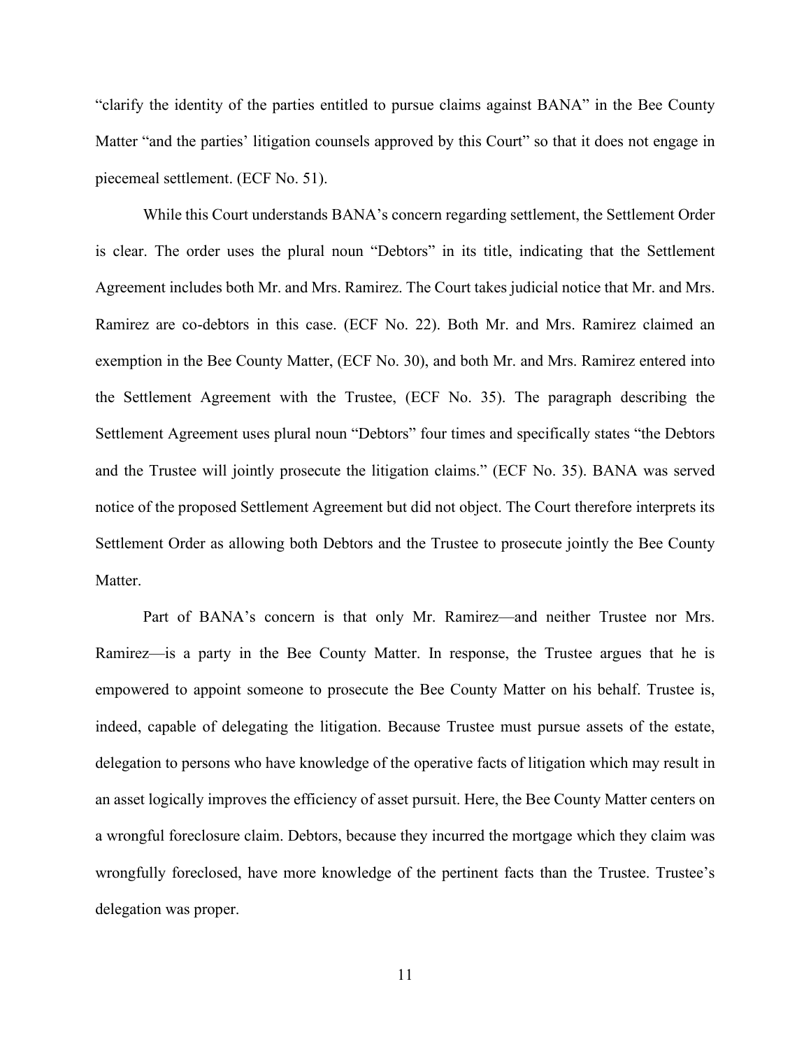"clarify the identity of the parties entitled to pursue claims against BANA" in the Bee County Matter "and the parties' litigation counsels approved by this Court" so that it does not engage in piecemeal settlement. (ECF No. 51).

While this Court understands BANA's concern regarding settlement, the Settlement Order is clear. The order uses the plural noun "Debtors" in its title, indicating that the Settlement Agreement includes both Mr. and Mrs. Ramirez. The Court takes judicial notice that Mr. and Mrs. Ramirez are co-debtors in this case. (ECF No. 22). Both Mr. and Mrs. Ramirez claimed an exemption in the Bee County Matter, (ECF No. 30), and both Mr. and Mrs. Ramirez entered into the Settlement Agreement with the Trustee, (ECF No. 35). The paragraph describing the Settlement Agreement uses plural noun "Debtors" four times and specifically states "the Debtors and the Trustee will jointly prosecute the litigation claims." (ECF No. 35). BANA was served notice of the proposed Settlement Agreement but did not object. The Court therefore interprets its Settlement Order as allowing both Debtors and the Trustee to prosecute jointly the Bee County Matter.

Part of BANA's concern is that only Mr. Ramirez—and neither Trustee nor Mrs. Ramirez—is a party in the Bee County Matter. In response, the Trustee argues that he is empowered to appoint someone to prosecute the Bee County Matter on his behalf. Trustee is, indeed, capable of delegating the litigation. Because Trustee must pursue assets of the estate, delegation to persons who have knowledge of the operative facts of litigation which may result in an asset logically improves the efficiency of asset pursuit. Here, the Bee County Matter centers on a wrongful foreclosure claim. Debtors, because they incurred the mortgage which they claim was wrongfully foreclosed, have more knowledge of the pertinent facts than the Trustee. Trustee's delegation was proper.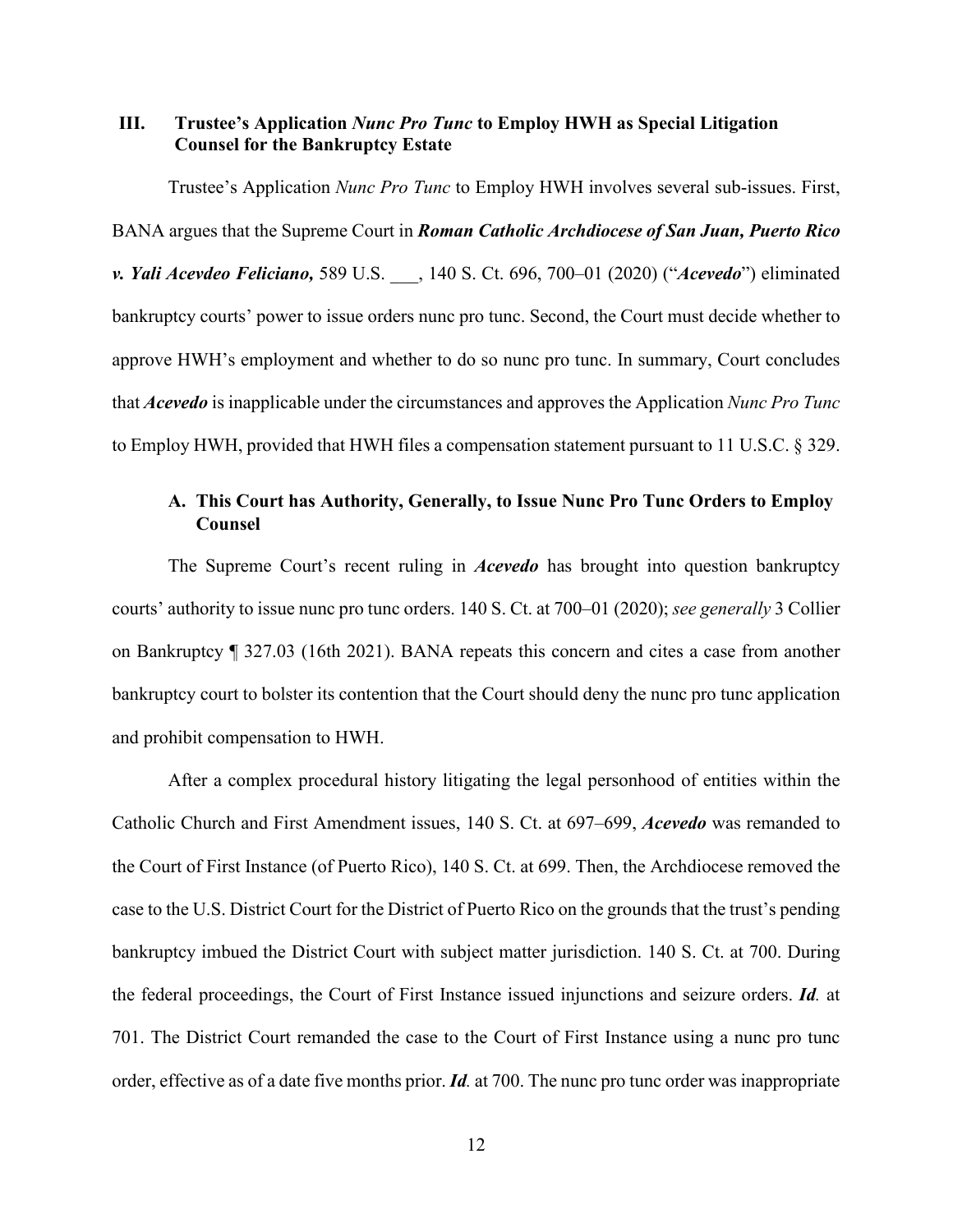## III. Trustee's Application *Nunc Pro Tunc* to Employ HWH as Special Litigation Counsel for the Bankruptcy Estate

Trustee's Application *Nunc Pro Tunc* to Employ HWH involves several sub-issues. First, BANA argues that the Supreme Court in ***Roman Catholic Archdiocese of San Juan, Puerto Rico v. Yali Acevdeo Feliciano,*** 589 U.S. ___, 140 S. Ct. 696, 700–01 (2020) ("***Acevedo***") eliminated bankruptcy courts' power to issue orders nunc pro tunc. Second, the Court must decide whether to approve HWH's employment and whether to do so nunc pro tunc. In summary, Court concludes that ***Acevedo*** is inapplicable under the circumstances and approves the Application *Nunc Pro Tunc* to Employ HWH, provided that HWH files a compensation statement pursuant to 11 U.S.C. § 329.

### A. This Court has Authority, Generally, to Issue Nunc Pro Tunc Orders to Employ Counsel

The Supreme Court's recent ruling in ***Acevedo*** has brought into question bankruptcy courts' authority to issue nunc pro tunc orders. 140 S. Ct. at 700–01 (2020); *see generally* 3 Collier on Bankruptcy ¶ 327.03 (16th 2021). BANA repeats this concern and cites a case from another bankruptcy court to bolster its contention that the Court should deny the nunc pro tunc application and prohibit compensation to HWH.

After a complex procedural history litigating the legal personhood of entities within the Catholic Church and First Amendment issues, 140 S. Ct. at 697–699, ***Acevedo*** was remanded to the Court of First Instance (of Puerto Rico), 140 S. Ct. at 699. Then, the Archdiocese removed the case to the U.S. District Court for the District of Puerto Rico on the grounds that the trust's pending bankruptcy imbued the District Court with subject matter jurisdiction. 140 S. Ct. at 700. During the federal proceedings, the Court of First Instance issued injunctions and seizure orders. ***Id.*** at 701. The District Court remanded the case to the Court of First Instance using a nunc pro tunc order, effective as of a date five months prior. ***Id.*** at 700. The nunc pro tunc order was inappropriate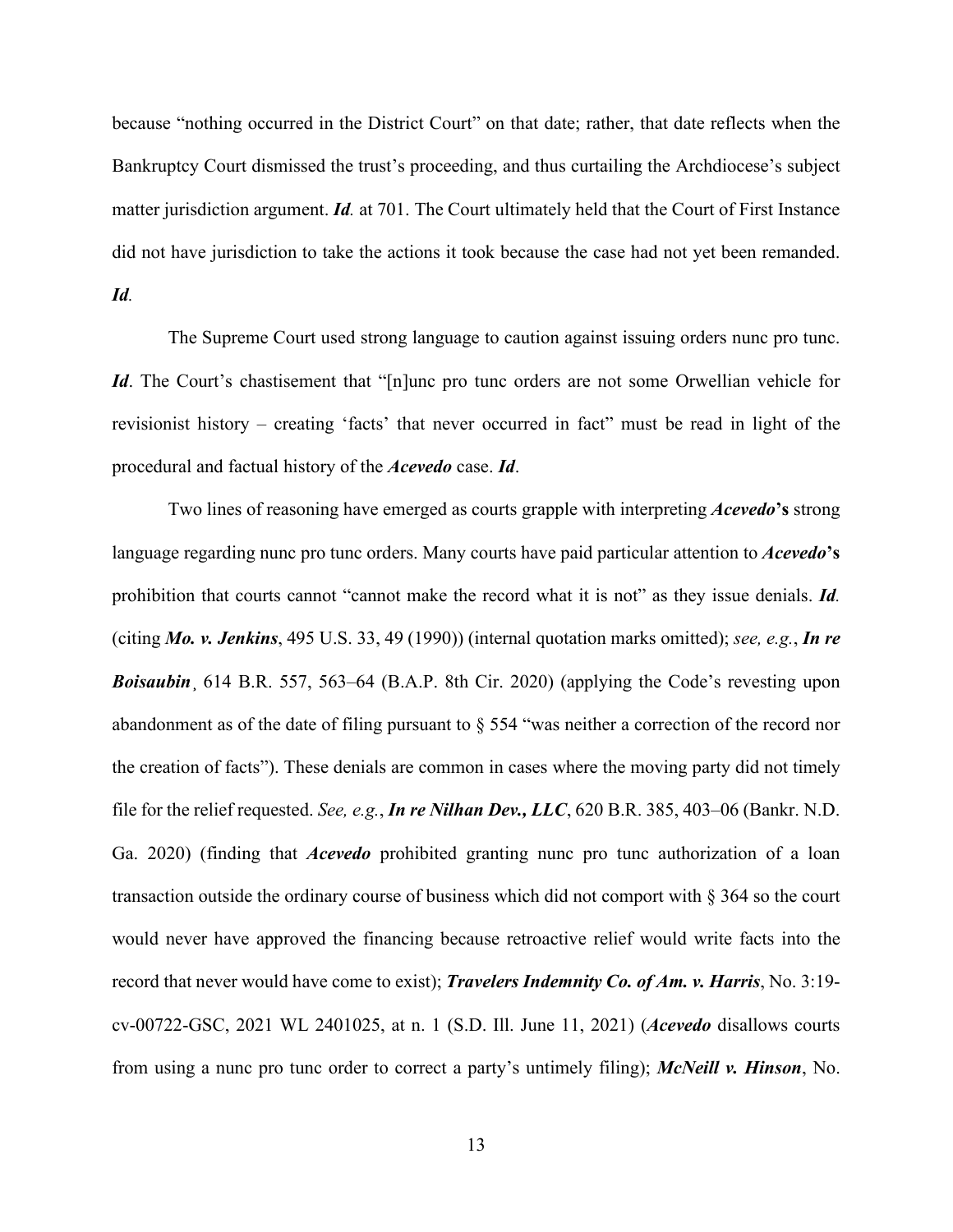because "nothing occurred in the District Court" on that date; rather, that date reflects when the Bankruptcy Court dismissed the trust's proceeding, and thus curtailing the Archdiocese's subject matter jurisdiction argument. ***Id.*** at 701. The Court ultimately held that the Court of First Instance did not have jurisdiction to take the actions it took because the case had not yet been remanded. ***Id.***

The Supreme Court used strong language to caution against issuing orders nunc pro tunc. ***Id***. The Court's chastisement that "[n]unc pro tunc orders are not some Orwellian vehicle for revisionist history – creating 'facts' that never occurred in fact" must be read in light of the procedural and factual history of the ***Acevedo*** case. ***Id***.

Two lines of reasoning have emerged as courts grapple with interpreting ***Acevedo*'s** strong language regarding nunc pro tunc orders. Many courts have paid particular attention to ***Acevedo*'s** prohibition that courts cannot "cannot make the record what it is not" as they issue denials. ***Id.*** (citing ***Mo. v. Jenkins***, 495 U.S. 33, 49 (1990)) (internal quotation marks omitted); *see, e.g.*, ***In re Boisaubin*¸** 614 B.R. 557, 563–64 (B.A.P. 8th Cir. 2020) (applying the Code's revesting upon abandonment as of the date of filing pursuant to § 554 "was neither a correction of the record nor the creation of facts"). These denials are common in cases where the moving party did not timely file for the relief requested. *See, e.g.*, ***In re Nilhan Dev., LLC***, 620 B.R. 385, 403–06 (Bankr. N.D. Ga. 2020) (finding that ***Acevedo*** prohibited granting nunc pro tunc authorization of a loan transaction outside the ordinary course of business which did not comport with § 364 so the court would never have approved the financing because retroactive relief would write facts into the record that never would have come to exist); ***Travelers Indemnity Co. of Am. v. Harris***, No. 3:19-cv-00722-GSC, 2021 WL 2401025, at n. 1 (S.D. Ill. June 11, 2021) (***Acevedo*** disallows courts from using a nunc pro tunc order to correct a party's untimely filing); ***McNeill v. Hinson***, No.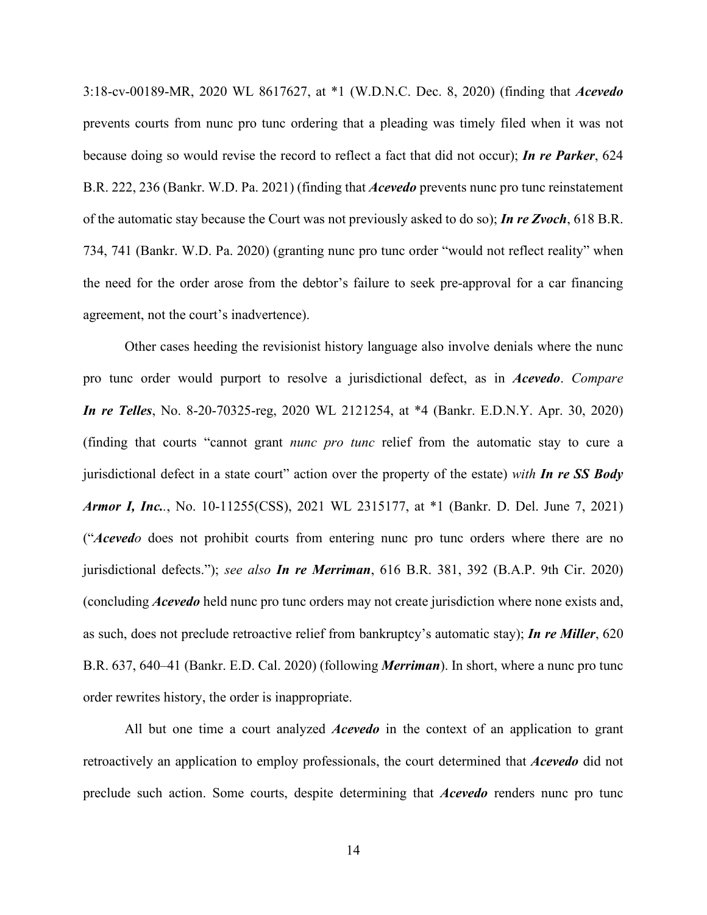3:18-cv-00189-MR, 2020 WL 8617627, at *1 (W.D.N.C. Dec. 8, 2020) (finding that ***Acevedo*** prevents courts from nunc pro tunc ordering that a pleading was timely filed when it was not because doing so would revise the record to reflect a fact that did not occur); ***In re Parker***, 624 B.R. 222, 236 (Bankr. W.D. Pa. 2021) (finding that ***Acevedo*** prevents nunc pro tunc reinstatement of the automatic stay because the Court was not previously asked to do so); ***In re Zvoch***, 618 B.R. 734, 741 (Bankr. W.D. Pa. 2020) (granting nunc pro tunc order "would not reflect reality" when the need for the order arose from the debtor's failure to seek pre-approval for a car financing agreement, not the court's inadvertence).

Other cases heeding the revisionist history language also involve denials where the nunc pro tunc order would purport to resolve a jurisdictional defect, as in ***Acevedo***. *Compare* ***In re Telles***, No. 8-20-70325-reg, 2020 WL 2121254, at *4 (Bankr. E.D.N.Y. Apr. 30, 2020) (finding that courts "cannot grant *nunc pro tunc* relief from the automatic stay to cure a jurisdictional defect in a state court" action over the property of the estate) *with* ***In re SS Body Armor I, Inc.***., No. 10-11255(CSS), 2021 WL 2315177, at *1 (Bankr. D. Del. June 7, 2021) ("***Acevedo*** does not prohibit courts from entering nunc pro tunc orders where there are no jurisdictional defects."); *see also* ***In re Merriman***, 616 B.R. 381, 392 (B.A.P. 9th Cir. 2020) (concluding ***Acevedo*** held nunc pro tunc orders may not create jurisdiction where none exists and, as such, does not preclude retroactive relief from bankruptcy's automatic stay); ***In re Miller***, 620 B.R. 637, 640–41 (Bankr. E.D. Cal. 2020) (following ***Merriman***). In short, where a nunc pro tunc order rewrites history, the order is inappropriate.

All but one time a court analyzed ***Acevedo*** in the context of an application to grant retroactively an application to employ professionals, the court determined that ***Acevedo*** did not preclude such action. Some courts, despite determining that ***Acevedo*** renders nunc pro tunc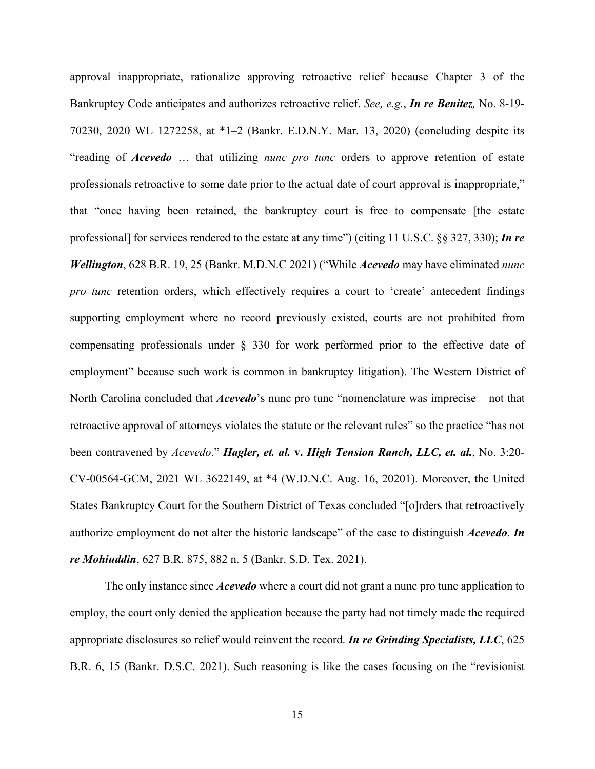approval inappropriate, rationalize approving retroactive relief because Chapter 3 of the Bankruptcy Code anticipates and authorizes retroactive relief. *See, e.g.*, ***In re Benitez,*** No. 8-19-70230, 2020 WL 1272258, at *1–2 (Bankr. E.D.N.Y. Mar. 13, 2020) (concluding despite its "reading of ***Acevedo*** … that utilizing *nunc pro tunc* orders to approve retention of estate professionals retroactive to some date prior to the actual date of court approval is inappropriate," that "once having been retained, the bankruptcy court is free to compensate [the estate professional] for services rendered to the estate at any time") (citing 11 U.S.C. §§ 327, 330); ***In re Wellington***, 628 B.R. 19, 25 (Bankr. M.D.N.C 2021) ("While ***Acevedo*** may have eliminated *nunc pro tunc* retention orders, which effectively requires a court to 'create' antecedent findings supporting employment where no record previously existed, courts are not prohibited from compensating professionals under § 330 for work performed prior to the effective date of employment" because such work is common in bankruptcy litigation). The Western District of North Carolina concluded that ***Acevedo***'s nunc pro tunc "nomenclature was imprecise – not that retroactive approval of attorneys violates the statute or the relevant rules" so the practice "has not been contravened by *Acevedo*." ***Hagler, et. al.* v. *High Tension Ranch, LLC, et. al.***, No. 3:20-CV-00564-GCM, 2021 WL 3622149, at *4 (W.D.N.C. Aug. 16, 20201). Moreover, the United States Bankruptcy Court for the Southern District of Texas concluded "[o]rders that retroactively authorize employment do not alter the historic landscape" of the case to distinguish ***Acevedo***. ***In re Mohiuddin***, 627 B.R. 875, 882 n. 5 (Bankr. S.D. Tex. 2021).

The only instance since ***Acevedo*** where a court did not grant a nunc pro tunc application to employ, the court only denied the application because the party had not timely made the required appropriate disclosures so relief would reinvent the record. ***In re Grinding Specialists, LLC***, 625 B.R. 6, 15 (Bankr. D.S.C. 2021). Such reasoning is like the cases focusing on the "revisionist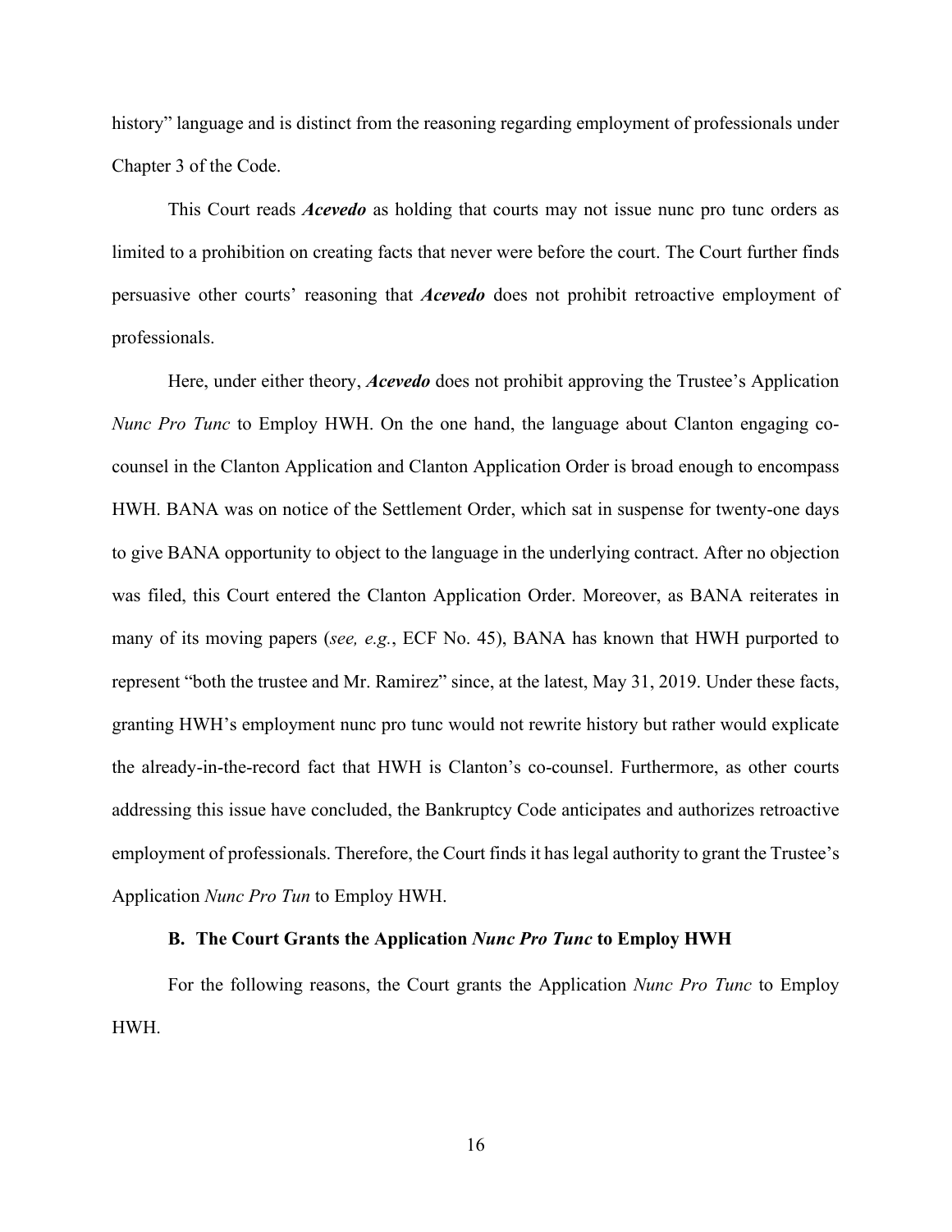history" language and is distinct from the reasoning regarding employment of professionals under Chapter 3 of the Code.

This Court reads ***Acevedo*** as holding that courts may not issue nunc pro tunc orders as limited to a prohibition on creating facts that never were before the court. The Court further finds persuasive other courts' reasoning that ***Acevedo*** does not prohibit retroactive employment of professionals.

Here, under either theory, ***Acevedo*** does not prohibit approving the Trustee's Application *Nunc Pro Tunc* to Employ HWH. On the one hand, the language about Clanton engaging co-counsel in the Clanton Application and Clanton Application Order is broad enough to encompass HWH. BANA was on notice of the Settlement Order, which sat in suspense for twenty-one days to give BANA opportunity to object to the language in the underlying contract. After no objection was filed, this Court entered the Clanton Application Order. Moreover, as BANA reiterates in many of its moving papers (*see, e.g.*, ECF No. 45), BANA has known that HWH purported to represent "both the trustee and Mr. Ramirez" since, at the latest, May 31, 2019. Under these facts, granting HWH's employment nunc pro tunc would not rewrite history but rather would explicate the already-in-the-record fact that HWH is Clanton's co-counsel. Furthermore, as other courts addressing this issue have concluded, the Bankruptcy Code anticipates and authorizes retroactive employment of professionals. Therefore, the Court finds it has legal authority to grant the Trustee's Application *Nunc Pro Tun* to Employ HWH.

### B. The Court Grants the Application *Nunc Pro Tunc* to Employ HWH

For the following reasons, the Court grants the Application *Nunc Pro Tunc* to Employ HWH.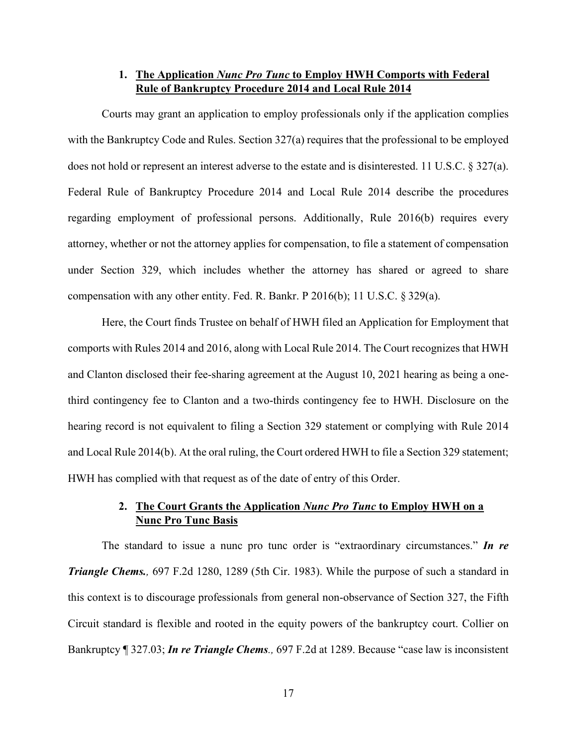### 1. **The Application *Nunc Pro Tunc* to Employ HWH Comports with Federal Rule of Bankruptcy Procedure 2014 and Local Rule 2014**

Courts may grant an application to employ professionals only if the application complies with the Bankruptcy Code and Rules. Section 327(a) requires that the professional to be employed does not hold or represent an interest adverse to the estate and is disinterested. 11 U.S.C. § 327(a). Federal Rule of Bankruptcy Procedure 2014 and Local Rule 2014 describe the procedures regarding employment of professional persons. Additionally, Rule 2016(b) requires every attorney, whether or not the attorney applies for compensation, to file a statement of compensation under Section 329, which includes whether the attorney has shared or agreed to share compensation with any other entity. Fed. R. Bankr. P 2016(b); 11 U.S.C. § 329(a).

Here, the Court finds Trustee on behalf of HWH filed an Application for Employment that comports with Rules 2014 and 2016, along with Local Rule 2014. The Court recognizes that HWH and Clanton disclosed their fee-sharing agreement at the August 10, 2021 hearing as being a one-third contingency fee to Clanton and a two-thirds contingency fee to HWH. Disclosure on the hearing record is not equivalent to filing a Section 329 statement or complying with Rule 2014 and Local Rule 2014(b). At the oral ruling, the Court ordered HWH to file a Section 329 statement; HWH has complied with that request as of the date of entry of this Order.

### 2. **The Court Grants the Application *Nunc Pro Tunc* to Employ HWH on a Nunc Pro Tunc Basis**

The standard to issue a nunc pro tunc order is "extraordinary circumstances." ***In re Triangle Chems.**,* 697 F.2d 1280, 1289 (5th Cir. 1983). While the purpose of such a standard in this context is to discourage professionals from general non-observance of Section 327, the Fifth Circuit standard is flexible and rooted in the equity powers of the bankruptcy court. Collier on Bankruptcy ¶ 327.03; ***In re Triangle Chems**.,* 697 F.2d at 1289. Because "case law is inconsistent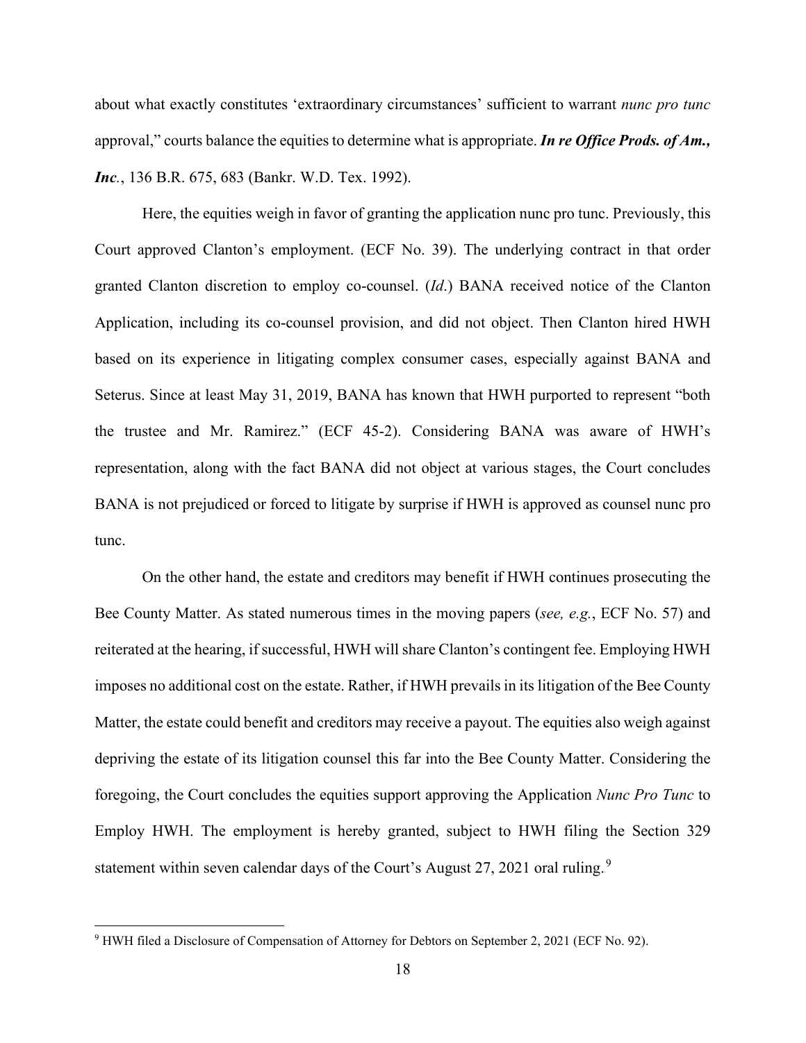about what exactly constitutes 'extraordinary circumstances' sufficient to warrant *nunc pro tunc* approval," courts balance the equities to determine what is appropriate. ***In re Office Prods. of Am., Inc.***, 136 B.R. 675, 683 (Bankr. W.D. Tex. 1992).

Here, the equities weigh in favor of granting the application nunc pro tunc. Previously, this Court approved Clanton's employment. (ECF No. 39). The underlying contract in that order granted Clanton discretion to employ co-counsel. (*Id*.) BANA received notice of the Clanton Application, including its co-counsel provision, and did not object. Then Clanton hired HWH based on its experience in litigating complex consumer cases, especially against BANA and Seterus. Since at least May 31, 2019, BANA has known that HWH purported to represent "both the trustee and Mr. Ramirez." (ECF 45-2). Considering BANA was aware of HWH's representation, along with the fact BANA did not object at various stages, the Court concludes BANA is not prejudiced or forced to litigate by surprise if HWH is approved as counsel nunc pro tunc.

On the other hand, the estate and creditors may benefit if HWH continues prosecuting the Bee County Matter. As stated numerous times in the moving papers (*see, e.g.*, ECF No. 57) and reiterated at the hearing, if successful, HWH will share Clanton's contingent fee. Employing HWH imposes no additional cost on the estate. Rather, if HWH prevails in its litigation of the Bee County Matter, the estate could benefit and creditors may receive a payout. The equities also weigh against depriving the estate of its litigation counsel this far into the Bee County Matter. Considering the foregoing, the Court concludes the equities support approving the Application *Nunc Pro Tunc* to Employ HWH. The employment is hereby granted, subject to HWH filing the Section 329 statement within seven calendar days of the Court's August 27, 2021 oral ruling.[9]

---

[9] HWH filed a Disclosure of Compensation of Attorney for Debtors on September 2, 2021 (ECF No. 92).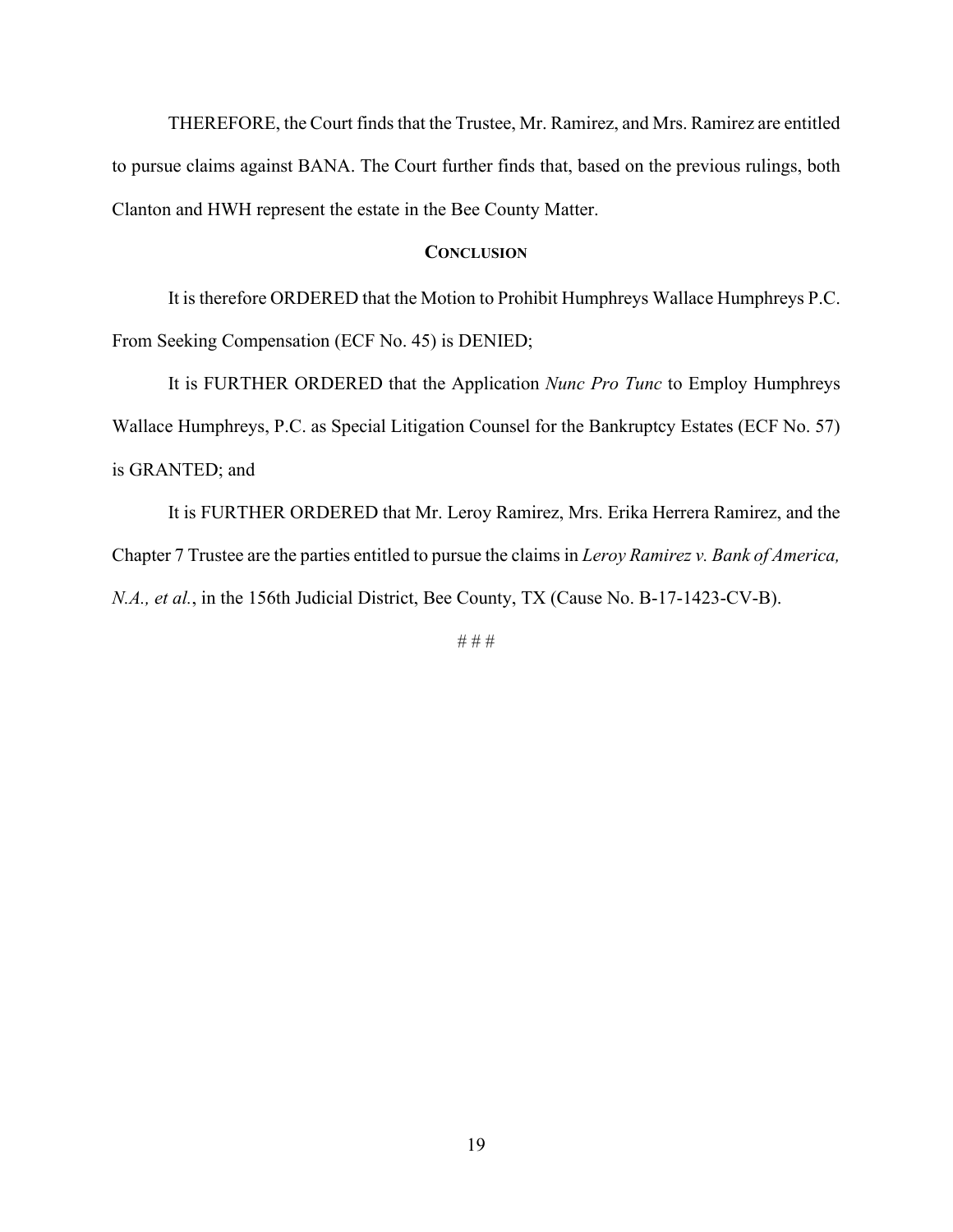THEREFORE, the Court finds that the Trustee, Mr. Ramirez, and Mrs. Ramirez are entitled to pursue claims against BANA. The Court further finds that, based on the previous rulings, both Clanton and HWH represent the estate in the Bee County Matter.

## CONCLUSION

It is therefore ORDERED that the Motion to Prohibit Humphreys Wallace Humphreys P.C. From Seeking Compensation (ECF No. 45) is DENIED;

It is FURTHER ORDERED that the Application *Nunc Pro Tunc* to Employ Humphreys Wallace Humphreys, P.C. as Special Litigation Counsel for the Bankruptcy Estates (ECF No. 57) is GRANTED; and

It is FURTHER ORDERED that Mr. Leroy Ramirez, Mrs. Erika Herrera Ramirez, and the Chapter 7 Trustee are the parties entitled to pursue the claims in *Leroy Ramirez v. Bank of America, N.A., et al.*, in the 156th Judicial District, Bee County, TX (Cause No. B-17-1423-CV-B).

# # #